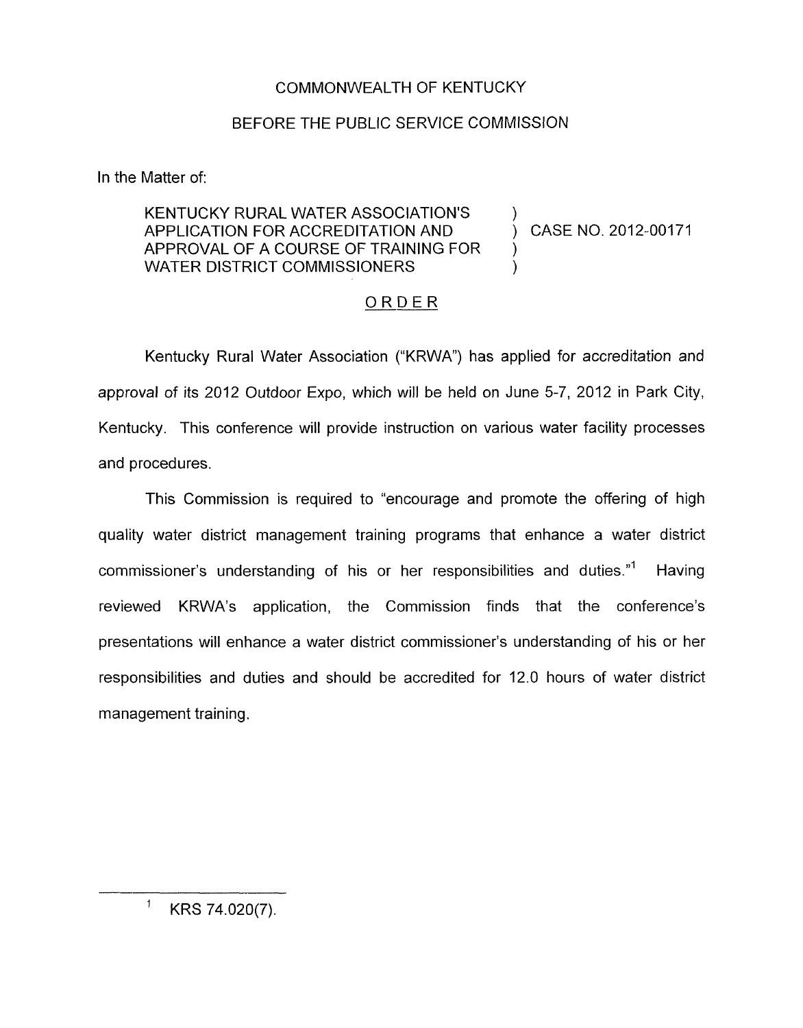COMMONWEALTH OF KENTUCKY

BEFORE THE PUBLIC SERVICE COMMISSION

In the Matter of:

KENTUCKY RURAL WATER ASSOCIATION'S APPLICATION FOR ACCREDITATION AND APPROVAL OF A COURSE OF TRAINING FOR WATER DISTRICT COMMISSIONERS ) CASE NO. 2012-00171

ORDER

Kentucky Rural Water Association ("KRWA") has applied for accreditation and approval of its 2012 Outdoor Expo, which will be held on June 5-7, 2012 in Park City, Kentucky. This conference will provide instruction on various water facility processes and procedures.

This Commission is required to "encourage and promote the offering of high quality water district management training programs that enhance a water district commissioner's understanding of his or her responsibilities and duties."[1] Having reviewed KRWA's application, the Commission finds that the conference's presentations will enhance a water district commissioner's understanding of his or her responsibilities and duties and should be accredited for 12.0 hours of water district management training.

[1] KRS 74.020(7).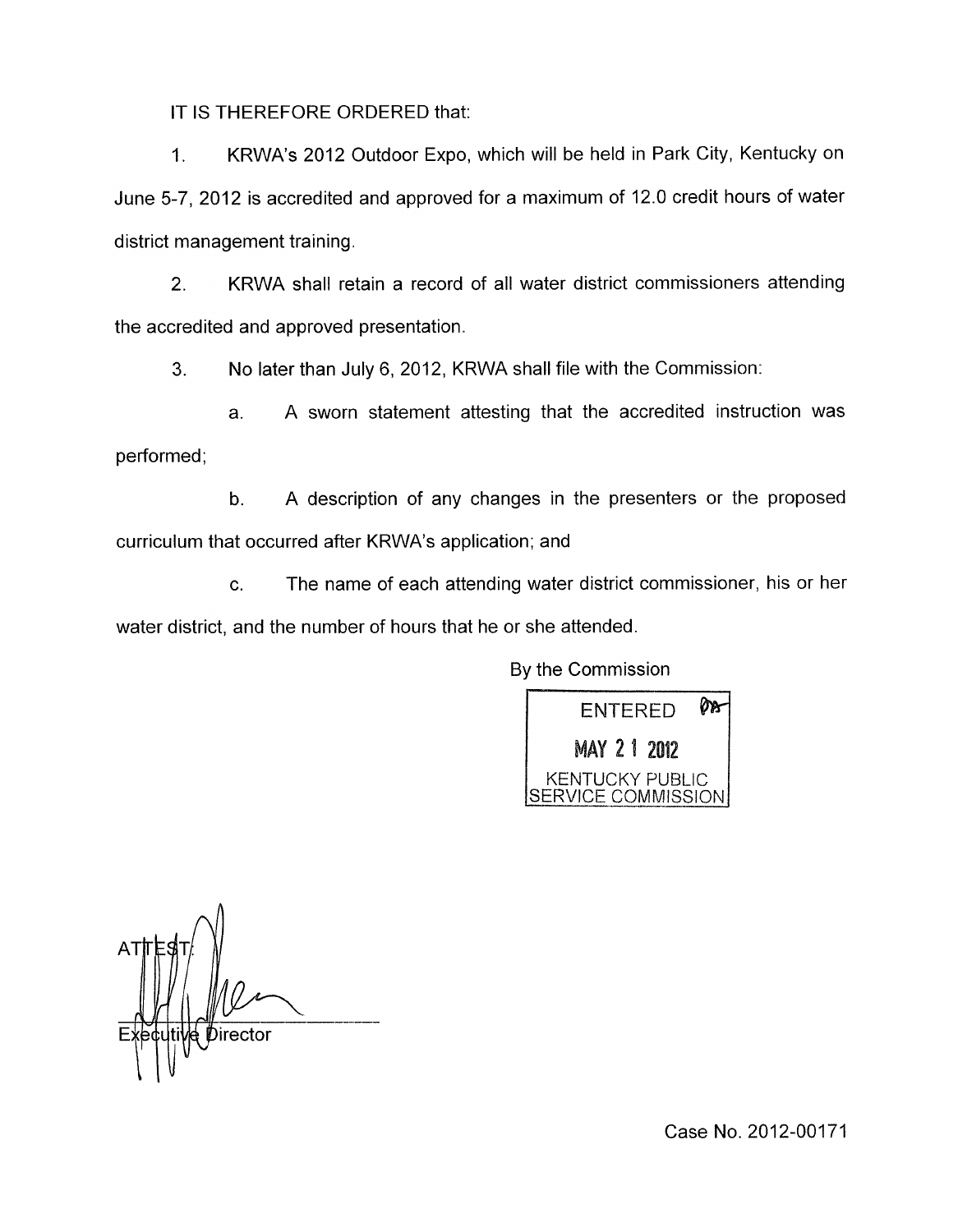IT IS THEREFORE ORDERED that:

1. KRWA's 2012 Outdoor Expo, which will be held in Park City, Kentucky on June 5-7, 2012 is accredited and approved for a maximum of 12.0 credit hours of water district management training.

2. KRWA shall retain a record of all water district commissioners attending the accredited and approved presentation.

3. No later than July 6, 2012, KRWA shall file with the Commission:

   a. A sworn statement attesting that the accredited instruction was performed;

   b. A description of any changes in the presenters or the proposed curriculum that occurred after KRWA's application; and

   c. The name of each attending water district commissioner, his or her water district, and the number of hours that he or she attended.

By the Commission

ENTERED
MAY 21 2012
KENTUCKY PUBLIC SERVICE COMMISSION

ATTEST:

Executive Director

Case No. 2012-00171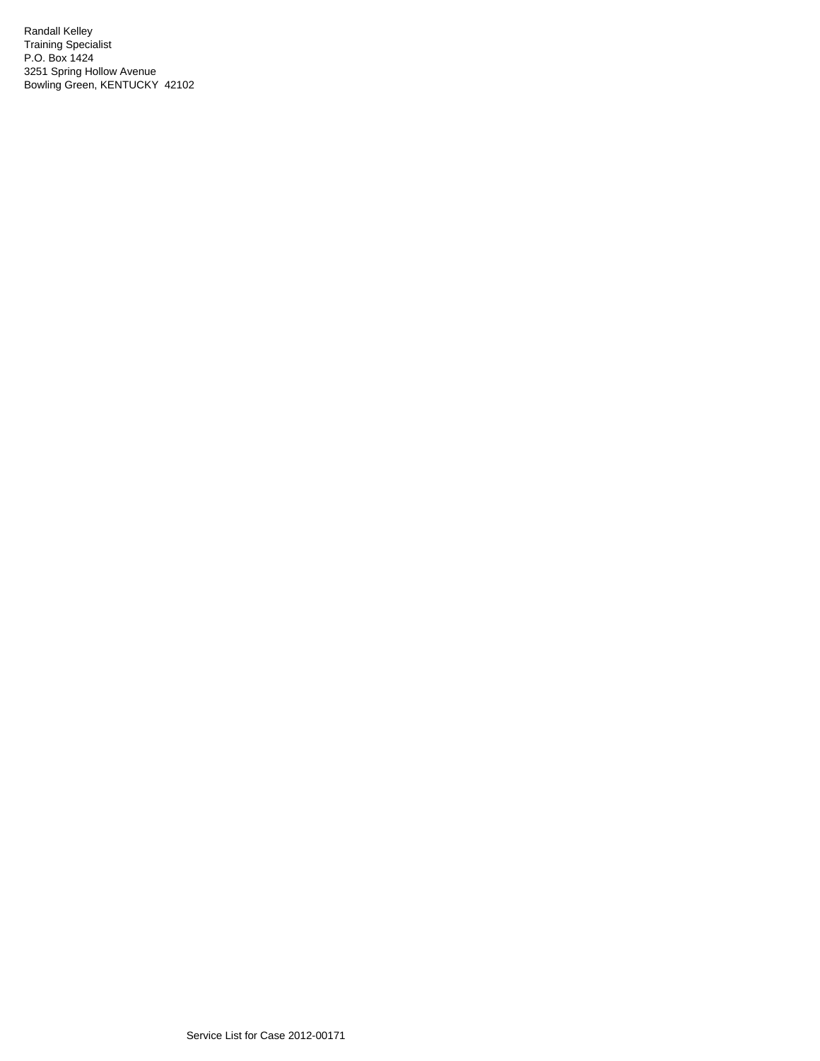Randall Kelley
Training Specialist
P.O. Box 1424
3251 Spring Hollow Avenue
Bowling Green, KENTUCKY  42102